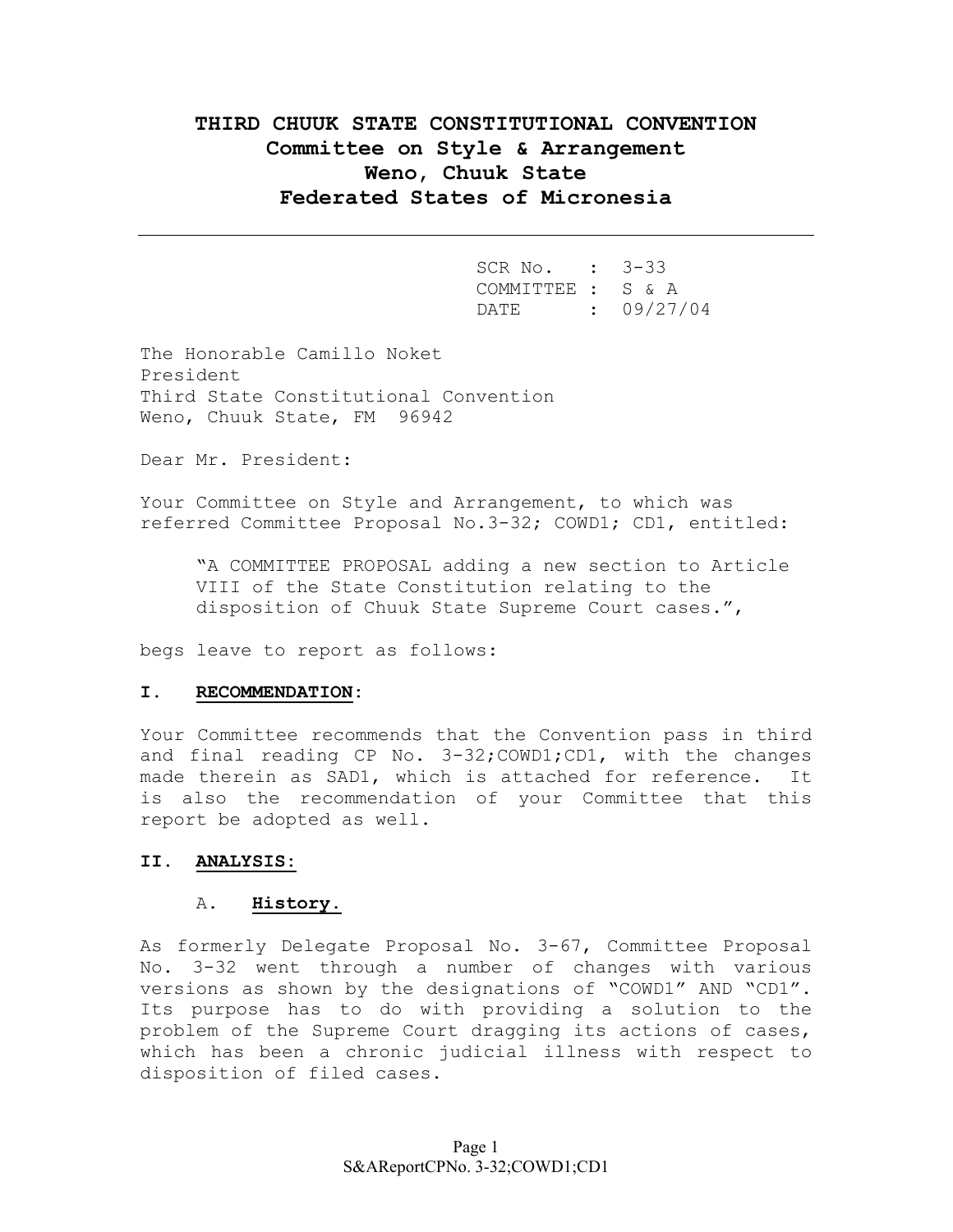# THIRD CHUUK STATE CONSTITUTIONAL CONVENTION
## Committee on Style & Arrangement
## Weno, Chuuk State
## Federated States of Micronesia

---

SCR No. : 3-33
COMMITTEE : S & A
DATE : 09/27/04

The Honorable Camillo Noket
President
Third State Constitutional Convention
Weno, Chuuk State, FM 96942

Dear Mr. President:

Your Committee on Style and Arrangement, to which was referred Committee Proposal No.3-32; COWD1; CD1, entitled:

> "A COMMITTEE PROPOSAL adding a new section to Article VIII of the State Constitution relating to the disposition of Chuuk State Supreme Court cases.",

begs leave to report as follows:

**I. <u>RECOMMENDATION</u>:**

Your Committee recommends that the Convention pass in third and final reading CP No. 3-32;COWD1;CD1, with the changes made therein as SAD1, which is attached for reference. It is also the recommendation of your Committee that this report be adopted as well.

**II. <u>ANALYSIS</u>:**

A. **<u>History.</u>**

As formerly Delegate Proposal No. 3-67, Committee Proposal No. 3-32 went through a number of changes with various versions as shown by the designations of "COWD1" AND "CD1". Its purpose has to do with providing a solution to the problem of the Supreme Court dragging its actions of cases, which has been a chronic judicial illness with respect to disposition of filed cases.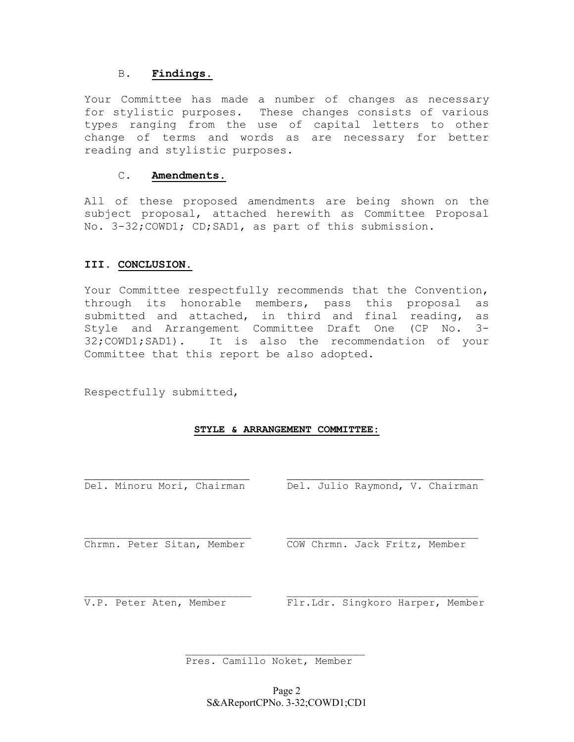### B. **Findings.**

Your Committee has made a number of changes as necessary for stylistic purposes. These changes consists of various types ranging from the use of capital letters to other change of terms and words as are necessary for better reading and stylistic purposes.

### C. **Amendments.**

All of these proposed amendments are being shown on the subject proposal, attached herewith as Committee Proposal No. 3-32;COWD1; CD;SAD1, as part of this submission.

## III. CONCLUSION.

Your Committee respectfully recommends that the Convention, through its honorable members, pass this proposal as submitted and attached, in third and final reading, as Style and Arrangement Committee Draft One (CP No. 3-32;COWD1;SAD1). It is also the recommendation of your Committee that this report be also adopted.

Respectfully submitted,

**STYLE & ARRANGEMENT COMMITTEE:**

___________________________
Del. Minoru Mori, Chairman

___________________________
Del. Julio Raymond, V. Chairman

___________________________
Chrmn. Peter Sitan, Member

___________________________
COW Chrmn. Jack Fritz, Member

___________________________
V.P. Peter Aten, Member

___________________________
Flr.Ldr. Singkoro Harper, Member

___________________________
Pres. Camillo Noket, Member

S&AReportCPNo. 3-32;COWD1;CD1